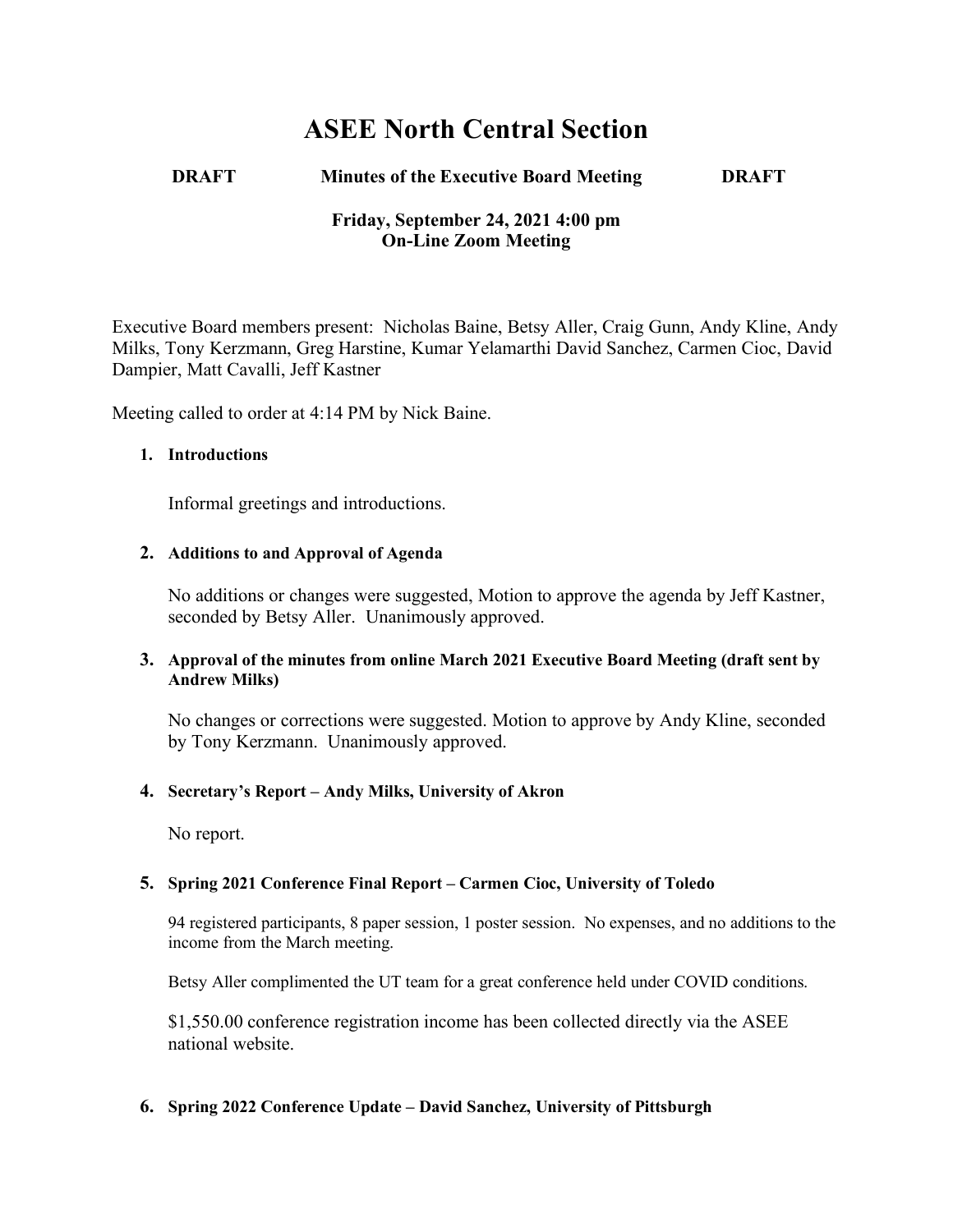# ASEE North Central Section

**DRAFT Minutes of the Executive Board Meeting DRAFT**

**Friday, September 24, 2021 4:00 pm**
**On-Line Zoom Meeting**

Executive Board members present: Nicholas Baine, Betsy Aller, Craig Gunn, Andy Kline, Andy Milks, Tony Kerzmann, Greg Harstine, Kumar Yelamarthi David Sanchez, Carmen Cioc, David Dampier, Matt Cavalli, Jeff Kastner

Meeting called to order at 4:14 PM by Nick Baine.

1. **Introductions**

   Informal greetings and introductions.

2. **Additions to and Approval of Agenda**

   No additions or changes were suggested, Motion to approve the agenda by Jeff Kastner, seconded by Betsy Aller. Unanimously approved.

3. **Approval of the minutes from online March 2021 Executive Board Meeting (draft sent by Andrew Milks)**

   No changes or corrections were suggested. Motion to approve by Andy Kline, seconded by Tony Kerzmann. Unanimously approved.

4. **Secretary's Report – Andy Milks, University of Akron**

   No report.

5. **Spring 2021 Conference Final Report – Carmen Cioc, University of Toledo**

   94 registered participants, 8 paper session, 1 poster session. No expenses, and no additions to the income from the March meeting.

   Betsy Aller complimented the UT team for a great conference held under COVID conditions.

   $1,550.00 conference registration income has been collected directly via the ASEE national website.

6. **Spring 2022 Conference Update – David Sanchez, University of Pittsburgh**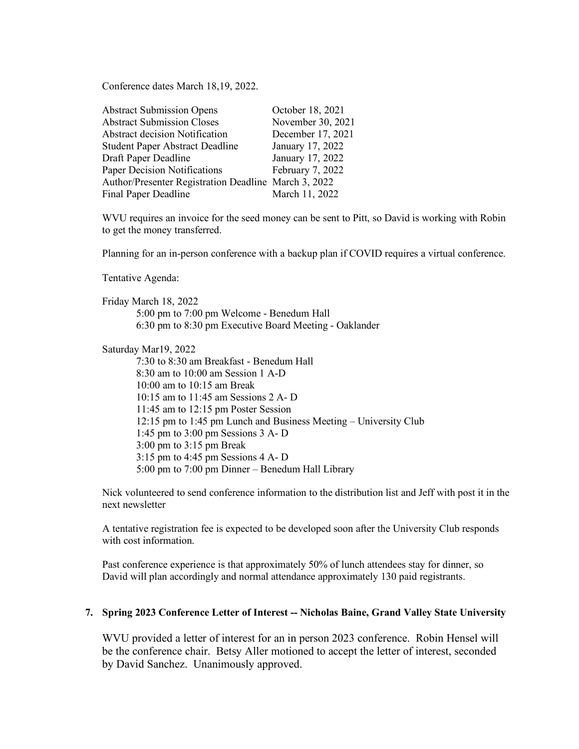Conference dates March 18,19, 2022.

| | |
|---|---|
| Abstract Submission Opens | October 18, 2021 |
| Abstract Submission Closes | November 30, 2021 |
| Abstract decision Notification | December 17, 2021 |
| Student Paper Abstract Deadline | January 17, 2022 |
| Draft Paper Deadline | January 17, 2022 |
| Paper Decision Notifications | February 7, 2022 |
| Author/Presenter Registration Deadline | March 3, 2022 |
| Final Paper Deadline | March 11, 2022 |

WVU requires an invoice for the seed money can be sent to Pitt, so David is working with Robin to get the money transferred.

Planning for an in-person conference with a backup plan if COVID requires a virtual conference.

Tentative Agenda:

Friday March 18, 2022

- 5:00 pm to 7:00 pm Welcome - Benedum Hall
- 6:30 pm to 8:30 pm Executive Board Meeting - Oaklander

Saturday Mar19, 2022

- 7:30 to 8:30 am Breakfast - Benedum Hall
- 8:30 am to 10:00 am Session 1 A-D
- 10:00 am to 10:15 am Break
- 10:15 am to 11:45 am Sessions 2 A- D
- 11:45 am to 12:15 pm Poster Session
- 12:15 pm to 1:45 pm Lunch and Business Meeting – University Club
- 1:45 pm to 3:00 pm Sessions 3 A- D
- 3:00 pm to 3:15 pm Break
- 3:15 pm to 4:45 pm Sessions 4 A- D
- 5:00 pm to 7:00 pm Dinner – Benedum Hall Library

Nick volunteered to send conference information to the distribution list and Jeff with post it in the next newsletter

A tentative registration fee is expected to be developed soon after the University Club responds with cost information.

Past conference experience is that approximately 50% of lunch attendees stay for dinner, so David will plan accordingly and normal attendance approximately 130 paid registrants.

**7. Spring 2023 Conference Letter of Interest -- Nicholas Baine, Grand Valley State University**

WVU provided a letter of interest for an in person 2023 conference. Robin Hensel will be the conference chair. Betsy Aller motioned to accept the letter of interest, seconded by David Sanchez. Unanimously approved.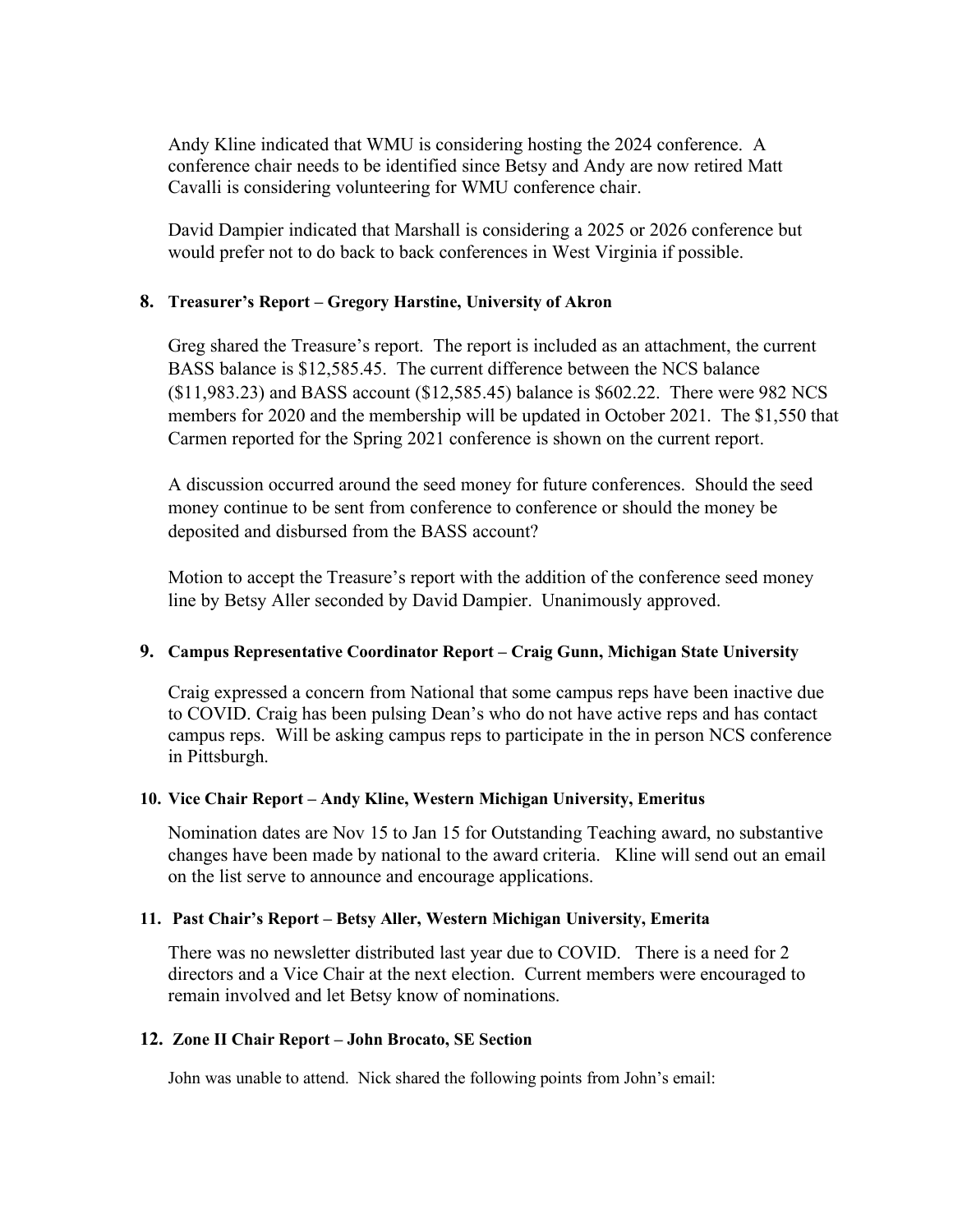Andy Kline indicated that WMU is considering hosting the 2024 conference. A conference chair needs to be identified since Betsy and Andy are now retired Matt Cavalli is considering volunteering for WMU conference chair.

David Dampier indicated that Marshall is considering a 2025 or 2026 conference but would prefer not to do back to back conferences in West Virginia if possible.

**8. Treasurer's Report – Gregory Harstine, University of Akron**

Greg shared the Treasure's report. The report is included as an attachment, the current BASS balance is $12,585.45. The current difference between the NCS balance ($11,983.23) and BASS account ($12,585.45) balance is $602.22. There were 982 NCS members for 2020 and the membership will be updated in October 2021. The $1,550 that Carmen reported for the Spring 2021 conference is shown on the current report.

A discussion occurred around the seed money for future conferences. Should the seed money continue to be sent from conference to conference or should the money be deposited and disbursed from the BASS account?

Motion to accept the Treasure's report with the addition of the conference seed money line by Betsy Aller seconded by David Dampier. Unanimously approved.

**9. Campus Representative Coordinator Report – Craig Gunn, Michigan State University**

Craig expressed a concern from National that some campus reps have been inactive due to COVID. Craig has been pulsing Dean's who do not have active reps and has contact campus reps. Will be asking campus reps to participate in the in person NCS conference in Pittsburgh.

**10. Vice Chair Report – Andy Kline, Western Michigan University, Emeritus**

Nomination dates are Nov 15 to Jan 15 for Outstanding Teaching award, no substantive changes have been made by national to the award criteria. Kline will send out an email on the list serve to announce and encourage applications.

**11. Past Chair's Report – Betsy Aller, Western Michigan University, Emerita**

There was no newsletter distributed last year due to COVID. There is a need for 2 directors and a Vice Chair at the next election. Current members were encouraged to remain involved and let Betsy know of nominations.

**12. Zone II Chair Report – John Brocato, SE Section**

John was unable to attend. Nick shared the following points from John's email: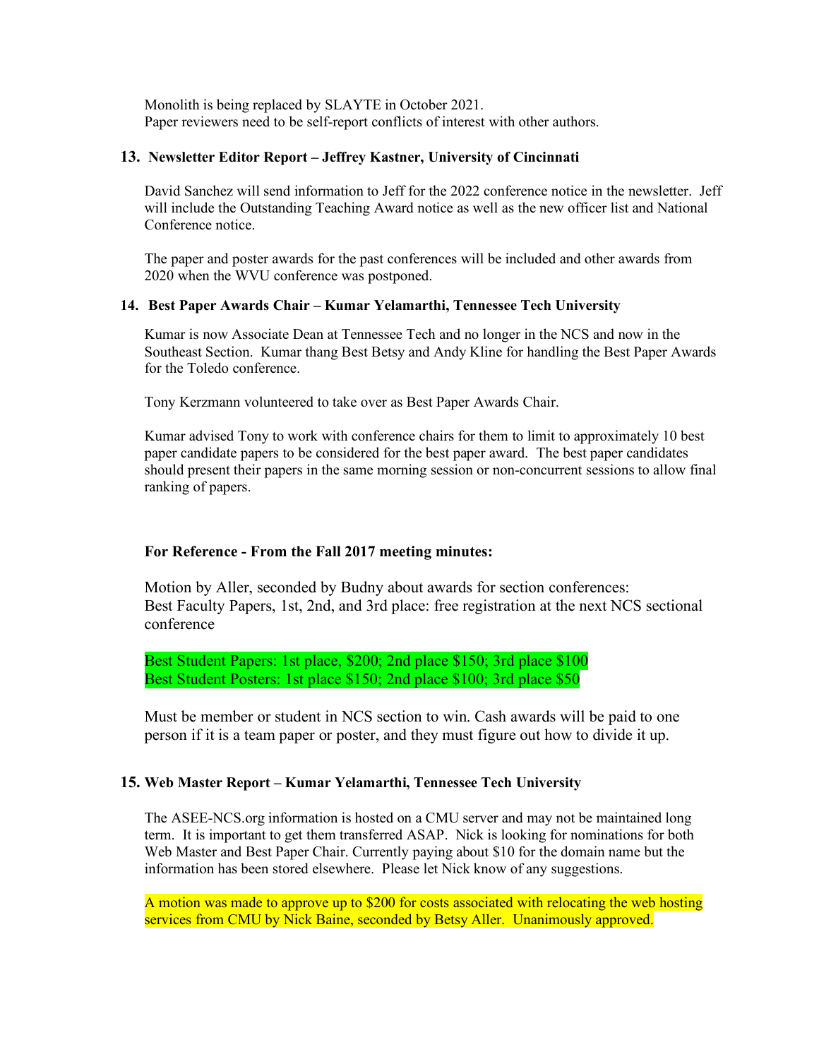Monolith is being replaced by SLAYTE in October 2021.
Paper reviewers need to be self-report conflicts of interest with other authors.

**13. Newsletter Editor Report – Jeffrey Kastner, University of Cincinnati**

David Sanchez will send information to Jeff for the 2022 conference notice in the newsletter. Jeff will include the Outstanding Teaching Award notice as well as the new officer list and National Conference notice.

The paper and poster awards for the past conferences will be included and other awards from 2020 when the WVU conference was postponed.

**14. Best Paper Awards Chair – Kumar Yelamarthi, Tennessee Tech University**

Kumar is now Associate Dean at Tennessee Tech and no longer in the NCS and now in the Southeast Section. Kumar thang Best Betsy and Andy Kline for handling the Best Paper Awards for the Toledo conference.

Tony Kerzmann volunteered to take over as Best Paper Awards Chair.

Kumar advised Tony to work with conference chairs for them to limit to approximately 10 best paper candidate papers to be considered for the best paper award. The best paper candidates should present their papers in the same morning session or non-concurrent sessions to allow final ranking of papers.

**For Reference - From the Fall 2017 meeting minutes:**

Motion by Aller, seconded by Budny about awards for section conferences:
Best Faculty Papers, 1st, 2nd, and 3rd place: free registration at the next NCS sectional conference

Best Student Papers: 1st place, $200; 2nd place $150; 3rd place $100
Best Student Posters: 1st place $150; 2nd place $100; 3rd place $50

Must be member or student in NCS section to win. Cash awards will be paid to one person if it is a team paper or poster, and they must figure out how to divide it up.

**15. Web Master Report – Kumar Yelamarthi, Tennessee Tech University**

The ASEE-NCS.org information is hosted on a CMU server and may not be maintained long term. It is important to get them transferred ASAP. Nick is looking for nominations for both Web Master and Best Paper Chair. Currently paying about $10 for the domain name but the information has been stored elsewhere. Please let Nick know of any suggestions.

A motion was made to approve up to $200 for costs associated with relocating the web hosting services from CMU by Nick Baine, seconded by Betsy Aller. Unanimously approved.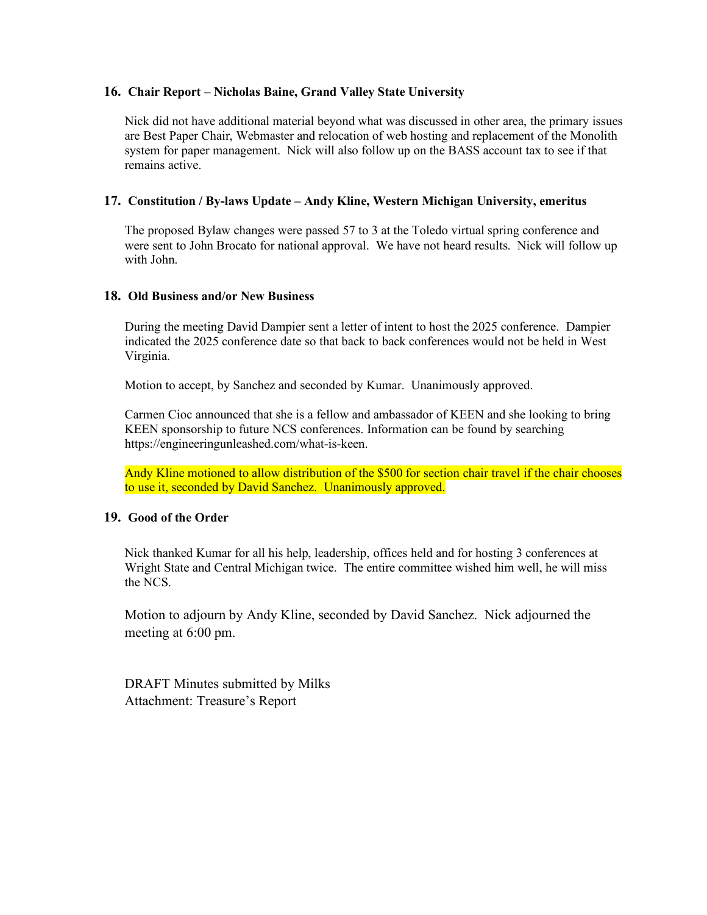### 16. Chair Report – Nicholas Baine, Grand Valley State University

Nick did not have additional material beyond what was discussed in other area, the primary issues are Best Paper Chair, Webmaster and relocation of web hosting and replacement of the Monolith system for paper management. Nick will also follow up on the BASS account tax to see if that remains active.

### 17. Constitution / By-laws Update – Andy Kline, Western Michigan University, emeritus

The proposed Bylaw changes were passed 57 to 3 at the Toledo virtual spring conference and were sent to John Brocato for national approval. We have not heard results. Nick will follow up with John.

### 18. Old Business and/or New Business

During the meeting David Dampier sent a letter of intent to host the 2025 conference. Dampier indicated the 2025 conference date so that back to back conferences would not be held in West Virginia.

Motion to accept, by Sanchez and seconded by Kumar. Unanimously approved.

Carmen Cioc announced that she is a fellow and ambassador of KEEN and she looking to bring KEEN sponsorship to future NCS conferences. Information can be found by searching https://engineeringunleashed.com/what-is-keen.

Andy Kline motioned to allow distribution of the $500 for section chair travel if the chair chooses to use it, seconded by David Sanchez. Unanimously approved.

### 19. Good of the Order

Nick thanked Kumar for all his help, leadership, offices held and for hosting 3 conferences at Wright State and Central Michigan twice. The entire committee wished him well, he will miss the NCS.

Motion to adjourn by Andy Kline, seconded by David Sanchez. Nick adjourned the meeting at 6:00 pm.

DRAFT Minutes submitted by Milks
Attachment: Treasure's Report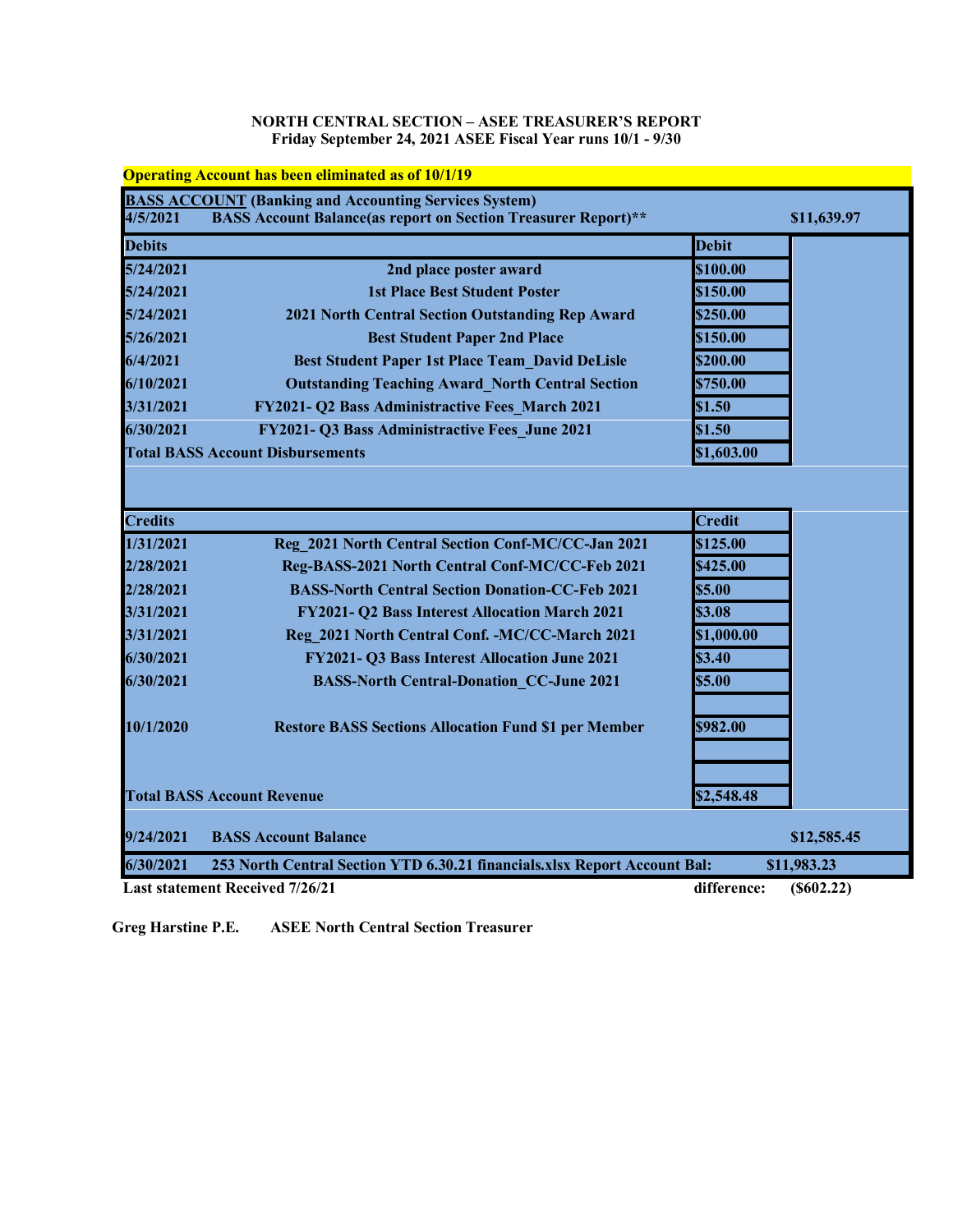**NORTH CENTRAL SECTION – ASEE TREASURER'S REPORT**
**Friday September 24, 2021 ASEE Fiscal Year runs 10/1 - 9/30**

**Operating Account has been eliminated as of 10/1/19**

| | | | |
|---|---|---|---|
| **BASS ACCOUNT (Banking and Accounting Services System)** | | | |
| **4/5/2021** | **BASS Account Balance(as report on Section Treasurer Report)\*\*** | | **$11,639.97** |
| **Debits** | | **Debit** | |
| **5/24/2021** | **2nd place poster award** | **$100.00** | |
| **5/24/2021** | **1st Place Best Student Poster** | **$150.00** | |
| **5/24/2021** | **2021 North Central Section Outstanding Rep Award** | **$250.00** | |
| **5/26/2021** | **Best Student Paper 2nd Place** | **$150.00** | |
| **6/4/2021** | **Best Student Paper 1st Place Team_David DeLisle** | **$200.00** | |
| **6/10/2021** | **Outstanding Teaching Award_North Central Section** | **$750.00** | |
| **3/31/2021** | **FY2021- Q2 Bass Administractive Fees_March 2021** | **$1.50** | |
| **6/30/2021** | **FY2021- Q3 Bass Administractive Fees_June 2021** | **$1.50** | |
| **Total BASS Account Disbursements** | | **$1,603.00** | |
| **Credits** | | **Credit** | |
| **1/31/2021** | **Reg_2021 North Central Section Conf-MC/CC-Jan 2021** | **$125.00** | |
| **2/28/2021** | **Reg-BASS-2021 North Central Conf-MC/CC-Feb 2021** | **$425.00** | |
| **2/28/2021** | **BASS-North Central Section Donation-CC-Feb 2021** | **$5.00** | |
| **3/31/2021** | **FY2021- Q2 Bass Interest Allocation March 2021** | **$3.08** | |
| **3/31/2021** | **Reg_2021 North Central Conf. -MC/CC-March 2021** | **$1,000.00** | |
| **6/30/2021** | **FY2021- Q3 Bass Interest Allocation June 2021** | **$3.40** | |
| **6/30/2021** | **BASS-North Central-Donation_CC-June 2021** | **$5.00** | |
| **10/1/2020** | **Restore BASS Sections Allocation Fund $1 per Member** | **$982.00** | |
| **Total BASS Account Revenue** | | **$2,548.48** | |
| **9/24/2021** | **BASS Account Balance** | | **$12,585.45** |
| **6/30/2021** | **253 North Central Section YTD 6.30.21 financials.xlsx Report Account Bal:** | | **$11,983.23** |
| **Last statement Received 7/26/21** | | **difference:** | **($602.22)** |

**Greg Harstine P.E. ASEE North Central Section Treasurer**